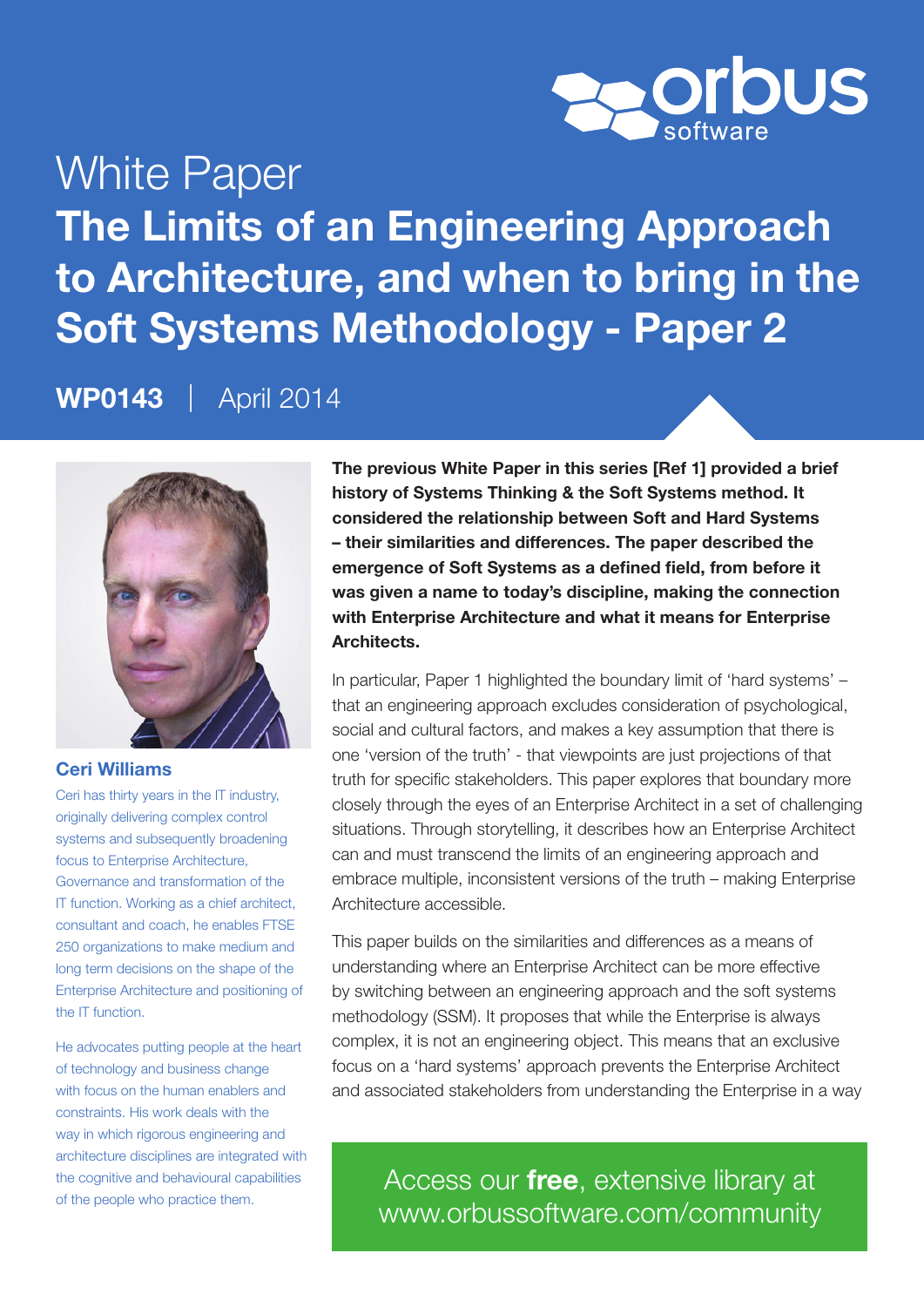White Paper

# The Limits of an Engineering Approach to Architecture, and when to bring in the Soft Systems Methodology - Paper 2

**WP0143** | April 2014

**Ceri Williams**

Ceri has thirty years in the IT industry, originally delivering complex control systems and subsequently broadening focus to Enterprise Architecture, Governance and transformation of the IT function. Working as a chief architect, consultant and coach, he enables FTSE 250 organizations to make medium and long term decisions on the shape of the Enterprise Architecture and positioning of the IT function.

He advocates putting people at the heart of technology and business change with focus on the human enablers and constraints. His work deals with the way in which rigorous engineering and architecture disciplines are integrated with the cognitive and behavioural capabilities of the people who practice them.

**The previous White Paper in this series [Ref 1] provided a brief history of Systems Thinking & the Soft Systems method. It considered the relationship between Soft and Hard Systems – their similarities and differences. The paper described the emergence of Soft Systems as a defined field, from before it was given a name to today's discipline, making the connection with Enterprise Architecture and what it means for Enterprise Architects.**

In particular, Paper 1 highlighted the boundary limit of 'hard systems' – that an engineering approach excludes consideration of psychological, social and cultural factors, and makes a key assumption that there is one 'version of the truth' - that viewpoints are just projections of that truth for specific stakeholders. This paper explores that boundary more closely through the eyes of an Enterprise Architect in a set of challenging situations. Through storytelling, it describes how an Enterprise Architect can and must transcend the limits of an engineering approach and embrace multiple, inconsistent versions of the truth – making Enterprise Architecture accessible.

This paper builds on the similarities and differences as a means of understanding where an Enterprise Architect can be more effective by switching between an engineering approach and the soft systems methodology (SSM). It proposes that while the Enterprise is always complex, it is not an engineering object. This means that an exclusive focus on a 'hard systems' approach prevents the Enterprise Architect and associated stakeholders from understanding the Enterprise in a way

Access our **free**, extensive library at www.orbussoftware.com/community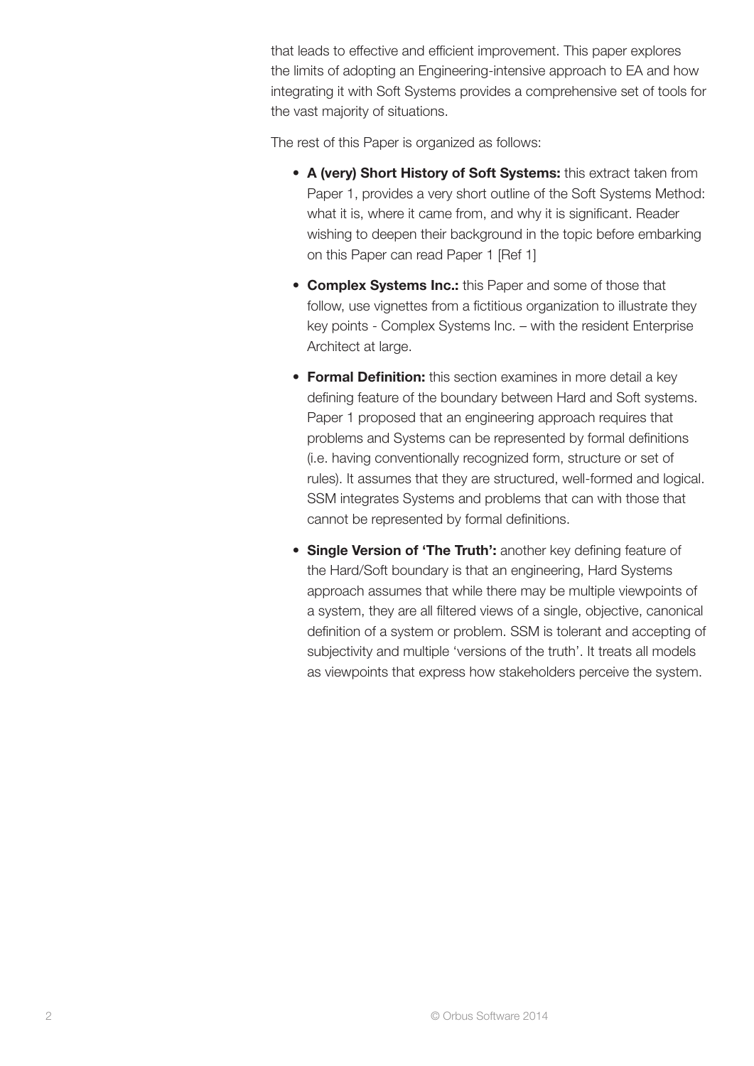that leads to effective and efficient improvement. This paper explores the limits of adopting an Engineering-intensive approach to EA and how integrating it with Soft Systems provides a comprehensive set of tools for the vast majority of situations.

The rest of this Paper is organized as follows:

- **A (very) Short History of Soft Systems:** this extract taken from Paper 1, provides a very short outline of the Soft Systems Method: what it is, where it came from, and why it is significant. Reader wishing to deepen their background in the topic before embarking on this Paper can read Paper 1 [Ref 1]
- **Complex Systems Inc.:** this Paper and some of those that follow, use vignettes from a fictitious organization to illustrate they key points - Complex Systems Inc. – with the resident Enterprise Architect at large.
- **Formal Definition:** this section examines in more detail a key defining feature of the boundary between Hard and Soft systems. Paper 1 proposed that an engineering approach requires that problems and Systems can be represented by formal definitions (i.e. having conventionally recognized form, structure or set of rules). It assumes that they are structured, well-formed and logical. SSM integrates Systems and problems that can with those that cannot be represented by formal definitions.
- **Single Version of 'The Truth':** another key defining feature of the Hard/Soft boundary is that an engineering, Hard Systems approach assumes that while there may be multiple viewpoints of a system, they are all filtered views of a single, objective, canonical definition of a system or problem. SSM is tolerant and accepting of subjectivity and multiple 'versions of the truth'. It treats all models as viewpoints that express how stakeholders perceive the system.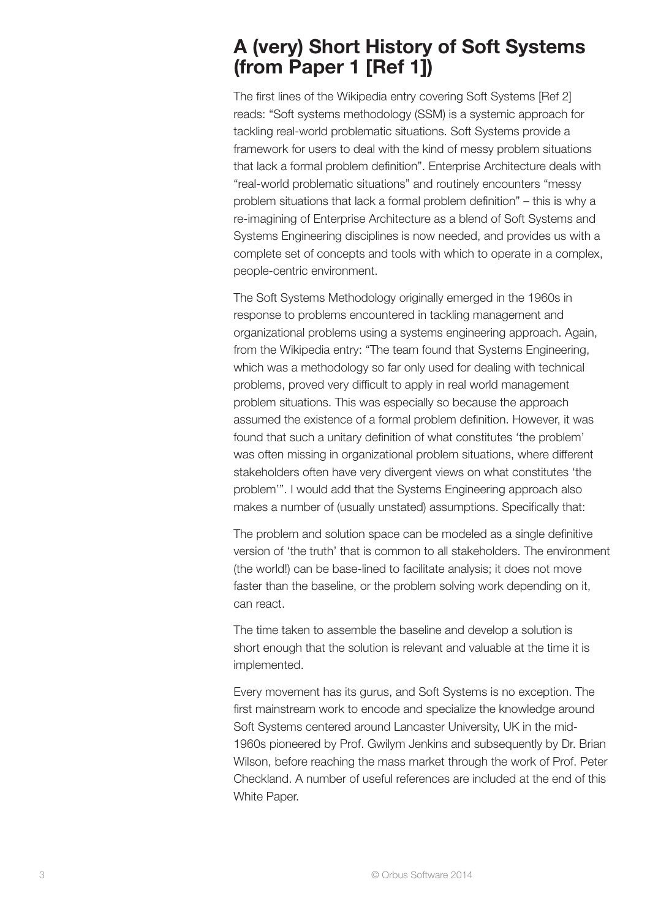# A (very) Short History of Soft Systems (from Paper 1 [Ref 1])

The first lines of the Wikipedia entry covering Soft Systems [Ref 2] reads: "Soft systems methodology (SSM) is a systemic approach for tackling real-world problematic situations. Soft Systems provide a framework for users to deal with the kind of messy problem situations that lack a formal problem definition". Enterprise Architecture deals with "real-world problematic situations" and routinely encounters "messy problem situations that lack a formal problem definition" – this is why a re-imagining of Enterprise Architecture as a blend of Soft Systems and Systems Engineering disciplines is now needed, and provides us with a complete set of concepts and tools with which to operate in a complex, people-centric environment.

The Soft Systems Methodology originally emerged in the 1960s in response to problems encountered in tackling management and organizational problems using a systems engineering approach. Again, from the Wikipedia entry: "The team found that Systems Engineering, which was a methodology so far only used for dealing with technical problems, proved very difficult to apply in real world management problem situations. This was especially so because the approach assumed the existence of a formal problem definition. However, it was found that such a unitary definition of what constitutes 'the problem' was often missing in organizational problem situations, where different stakeholders often have very divergent views on what constitutes 'the problem'". I would add that the Systems Engineering approach also makes a number of (usually unstated) assumptions. Specifically that:

The problem and solution space can be modeled as a single definitive version of 'the truth' that is common to all stakeholders. The environment (the world!) can be base-lined to facilitate analysis; it does not move faster than the baseline, or the problem solving work depending on it, can react.

The time taken to assemble the baseline and develop a solution is short enough that the solution is relevant and valuable at the time it is implemented.

Every movement has its gurus, and Soft Systems is no exception. The first mainstream work to encode and specialize the knowledge around Soft Systems centered around Lancaster University, UK in the mid-1960s pioneered by Prof. Gwilym Jenkins and subsequently by Dr. Brian Wilson, before reaching the mass market through the work of Prof. Peter Checkland. A number of useful references are included at the end of this White Paper.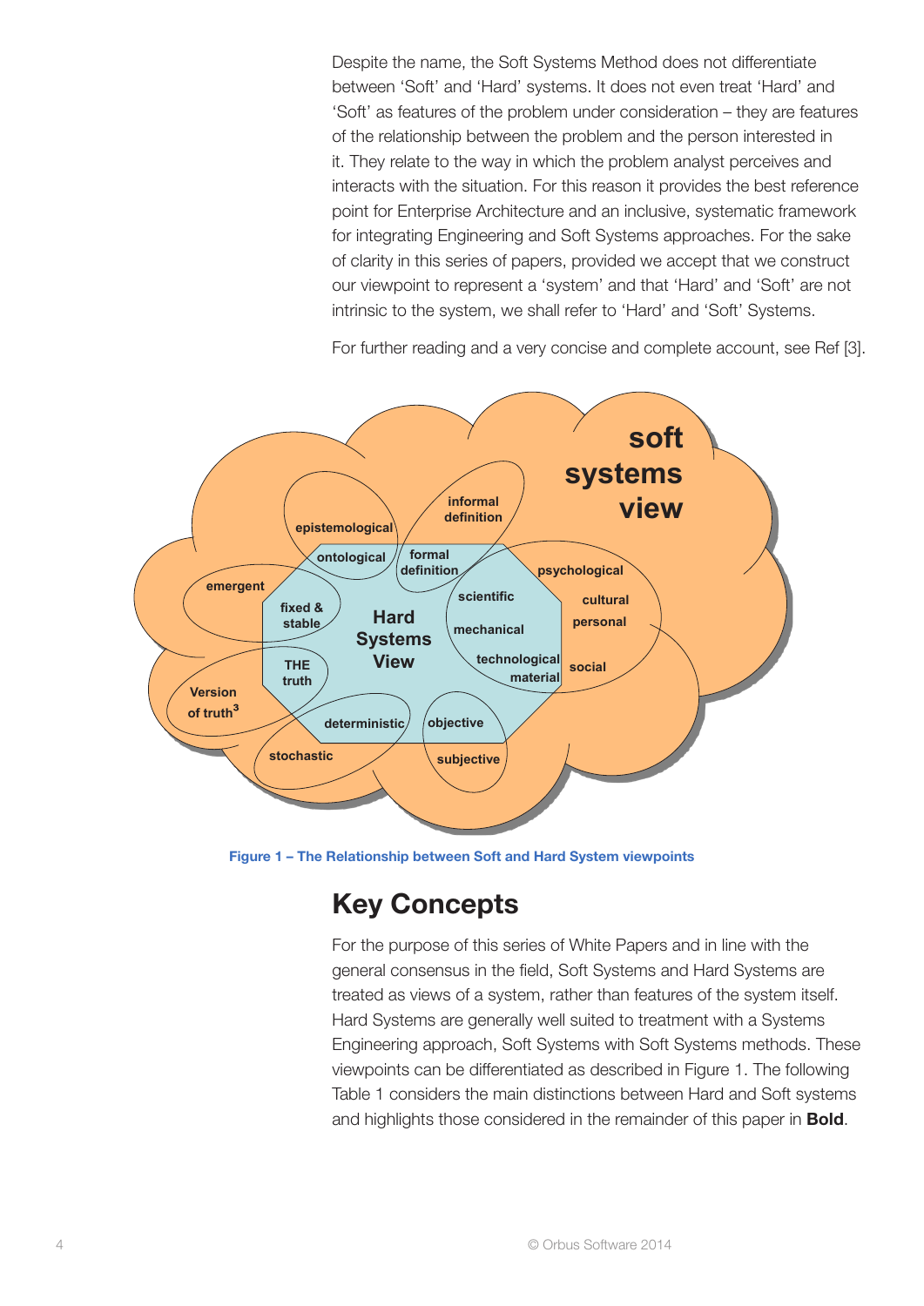Despite the name, the Soft Systems Method does not differentiate between 'Soft' and 'Hard' systems. It does not even treat 'Hard' and 'Soft' as features of the problem under consideration – they are features of the relationship between the problem and the person interested in it. They relate to the way in which the problem analyst perceives and interacts with the situation. For this reason it provides the best reference point for Enterprise Architecture and an inclusive, systematic framework for integrating Engineering and Soft Systems approaches. For the sake of clarity in this series of papers, provided we accept that we construct our viewpoint to represent a 'system' and that 'Hard' and 'Soft' are not intrinsic to the system, we shall refer to 'Hard' and 'Soft' Systems.

For further reading and a very concise and complete account, see Ref [3].

**Figure 1 – The Relationship between Soft and Hard System viewpoints**

## Key Concepts

For the purpose of this series of White Papers and in line with the general consensus in the field, Soft Systems and Hard Systems are treated as views of a system, rather than features of the system itself. Hard Systems are generally well suited to treatment with a Systems Engineering approach, Soft Systems with Soft Systems methods. These viewpoints can be differentiated as described in Figure 1. The following Table 1 considers the main distinctions between Hard and Soft systems and highlights those considered in the remainder of this paper in **Bold**.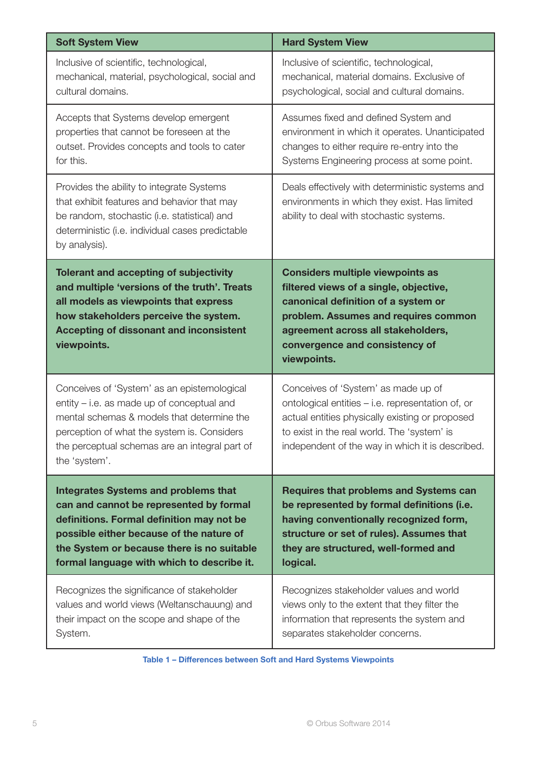| Soft System View | Hard System View |
|---|---|
| Inclusive of scientific, technological, mechanical, material, psychological, social and cultural domains. | Inclusive of scientific, technological, mechanical, material domains. Exclusive of psychological, social and cultural domains. |
| Accepts that Systems develop emergent properties that cannot be foreseen at the outset. Provides concepts and tools to cater for this. | Assumes fixed and defined System and environment in which it operates. Unanticipated changes to either require re-entry into the Systems Engineering process at some point. |
| Provides the ability to integrate Systems that exhibit features and behavior that may be random, stochastic (i.e. statistical) and deterministic (i.e. individual cases predictable by analysis). | Deals effectively with deterministic systems and environments in which they exist. Has limited ability to deal with stochastic systems. |
| **Tolerant and accepting of subjectivity and multiple 'versions of the truth'. Treats all models as viewpoints that express how stakeholders perceive the system. Accepting of dissonant and inconsistent viewpoints.** | **Considers multiple viewpoints as filtered views of a single, objective, canonical definition of a system or problem. Assumes and requires common agreement across all stakeholders, convergence and consistency of viewpoints.** |
| Conceives of 'System' as an epistemological entity – i.e. as made up of conceptual and mental schemas & models that determine the perception of what the system is. Considers the perceptual schemas are an integral part of the 'system'. | Conceives of 'System' as made up of ontological entities – i.e. representation of, or actual entities physically existing or proposed to exist in the real world. The 'system' is independent of the way in which it is described. |
| **Integrates Systems and problems that can and cannot be represented by formal definitions. Formal definition may not be possible either because of the nature of the System or because there is no suitable formal language with which to describe it.** | **Requires that problems and Systems can be represented by formal definitions (i.e. having conventionally recognized form, structure or set of rules). Assumes that they are structured, well-formed and logical.** |
| Recognizes the significance of stakeholder values and world views (Weltanschauung) and their impact on the scope and shape of the System. | Recognizes stakeholder values and world views only to the extent that they filter the information that represents the system and separates stakeholder concerns. |

Table 1 – Differences between Soft and Hard Systems Viewpoints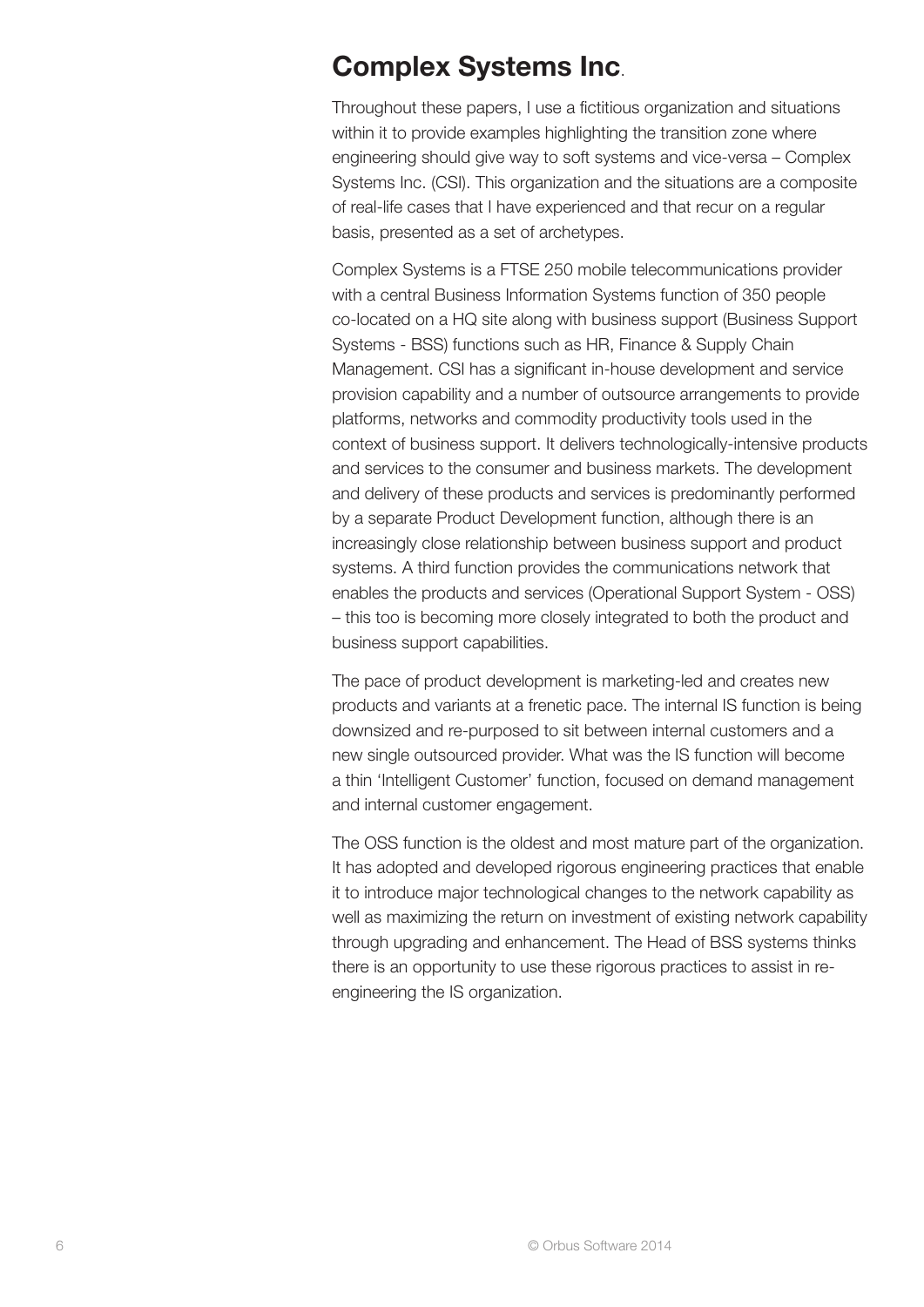## Complex Systems Inc.

Throughout these papers, I use a fictitious organization and situations within it to provide examples highlighting the transition zone where engineering should give way to soft systems and vice-versa – Complex Systems Inc. (CSI). This organization and the situations are a composite of real-life cases that I have experienced and that recur on a regular basis, presented as a set of archetypes.

Complex Systems is a FTSE 250 mobile telecommunications provider with a central Business Information Systems function of 350 people co-located on a HQ site along with business support (Business Support Systems - BSS) functions such as HR, Finance & Supply Chain Management. CSI has a significant in-house development and service provision capability and a number of outsource arrangements to provide platforms, networks and commodity productivity tools used in the context of business support. It delivers technologically-intensive products and services to the consumer and business markets. The development and delivery of these products and services is predominantly performed by a separate Product Development function, although there is an increasingly close relationship between business support and product systems. A third function provides the communications network that enables the products and services (Operational Support System - OSS) – this too is becoming more closely integrated to both the product and business support capabilities.

The pace of product development is marketing-led and creates new products and variants at a frenetic pace. The internal IS function is being downsized and re-purposed to sit between internal customers and a new single outsourced provider. What was the IS function will become a thin 'Intelligent Customer' function, focused on demand management and internal customer engagement.

The OSS function is the oldest and most mature part of the organization. It has adopted and developed rigorous engineering practices that enable it to introduce major technological changes to the network capability as well as maximizing the return on investment of existing network capability through upgrading and enhancement. The Head of BSS systems thinks there is an opportunity to use these rigorous practices to assist in re-engineering the IS organization.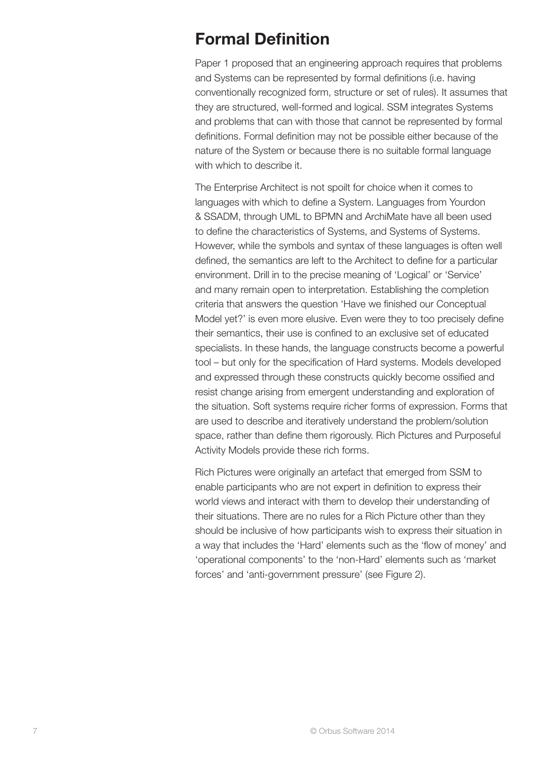## Formal Definition

Paper 1 proposed that an engineering approach requires that problems and Systems can be represented by formal definitions (i.e. having conventionally recognized form, structure or set of rules). It assumes that they are structured, well-formed and logical. SSM integrates Systems and problems that can with those that cannot be represented by formal definitions. Formal definition may not be possible either because of the nature of the System or because there is no suitable formal language with which to describe it.

The Enterprise Architect is not spoilt for choice when it comes to languages with which to define a System. Languages from Yourdon & SSADM, through UML to BPMN and ArchiMate have all been used to define the characteristics of Systems, and Systems of Systems. However, while the symbols and syntax of these languages is often well defined, the semantics are left to the Architect to define for a particular environment. Drill in to the precise meaning of 'Logical' or 'Service' and many remain open to interpretation. Establishing the completion criteria that answers the question 'Have we finished our Conceptual Model yet?' is even more elusive. Even were they to too precisely define their semantics, their use is confined to an exclusive set of educated specialists. In these hands, the language constructs become a powerful tool – but only for the specification of Hard systems. Models developed and expressed through these constructs quickly become ossified and resist change arising from emergent understanding and exploration of the situation. Soft systems require richer forms of expression. Forms that are used to describe and iteratively understand the problem/solution space, rather than define them rigorously. Rich Pictures and Purposeful Activity Models provide these rich forms.

Rich Pictures were originally an artefact that emerged from SSM to enable participants who are not expert in definition to express their world views and interact with them to develop their understanding of their situations. There are no rules for a Rich Picture other than they should be inclusive of how participants wish to express their situation in a way that includes the 'Hard' elements such as the 'flow of money' and 'operational components' to the 'non-Hard' elements such as 'market forces' and 'anti-government pressure' (see Figure 2).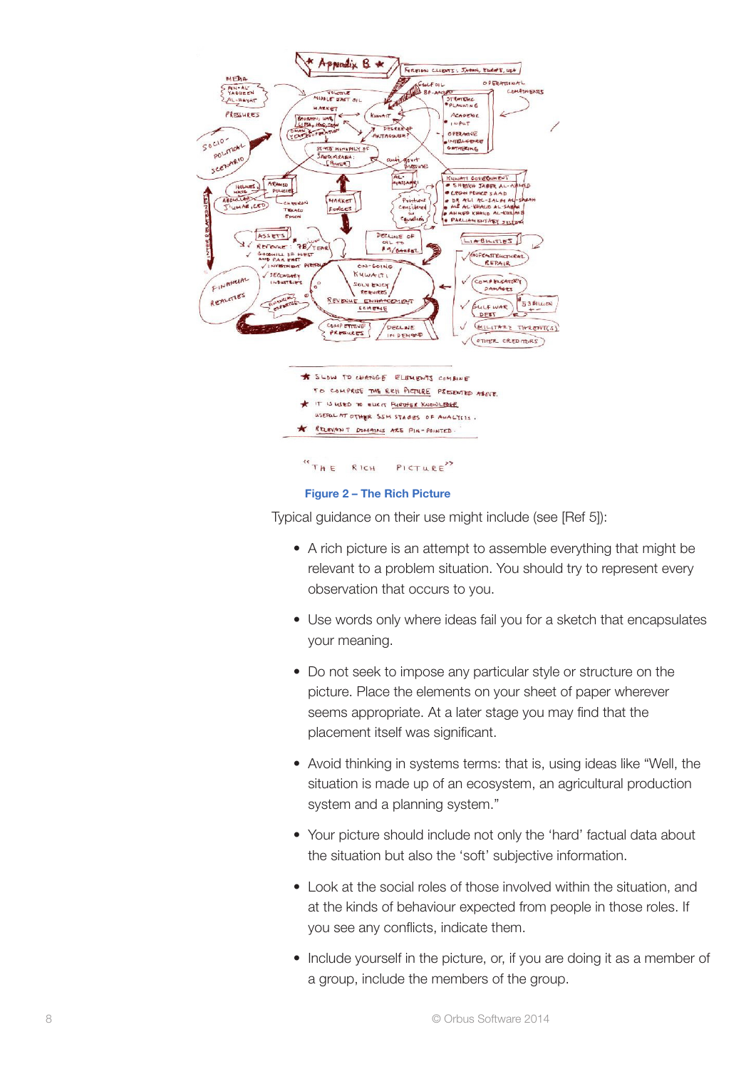Figure 2 – The Rich Picture

Typical guidance on their use might include (see [Ref 5]):

- A rich picture is an attempt to assemble everything that might be relevant to a problem situation. You should try to represent every observation that occurs to you.
- Use words only where ideas fail you for a sketch that encapsulates your meaning.
- Do not seek to impose any particular style or structure on the picture. Place the elements on your sheet of paper wherever seems appropriate. At a later stage you may find that the placement itself was significant.
- Avoid thinking in systems terms: that is, using ideas like “Well, the situation is made up of an ecosystem, an agricultural production system and a planning system.”
- Your picture should include not only the ‘hard’ factual data about the situation but also the ‘soft’ subjective information.
- Look at the social roles of those involved within the situation, and at the kinds of behaviour expected from people in those roles. If you see any conflicts, indicate them.
- Include yourself in the picture, or, if you are doing it as a member of a group, include the members of the group.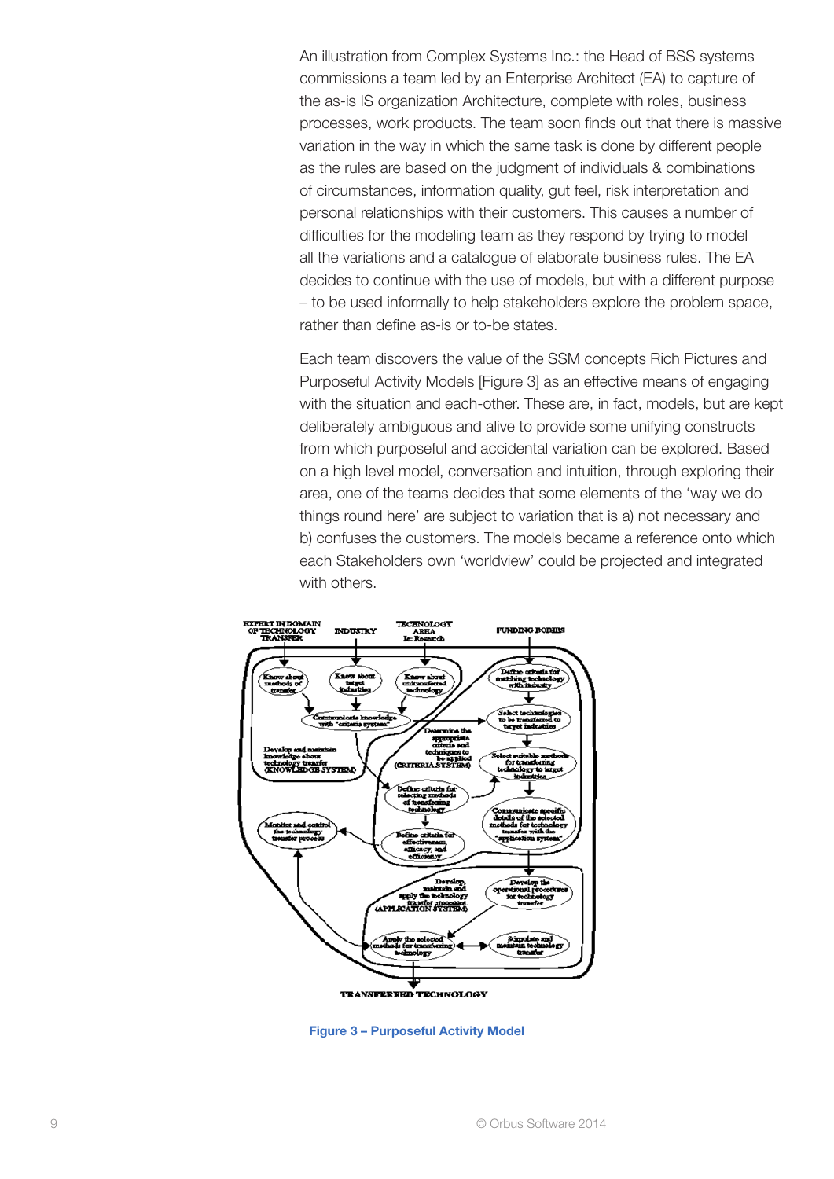An illustration from Complex Systems Inc.: the Head of BSS systems commissions a team led by an Enterprise Architect (EA) to capture of the as-is IS organization Architecture, complete with roles, business processes, work products. The team soon finds out that there is massive variation in the way in which the same task is done by different people as the rules are based on the judgment of individuals & combinations of circumstances, information quality, gut feel, risk interpretation and personal relationships with their customers. This causes a number of difficulties for the modeling team as they respond by trying to model all the variations and a catalogue of elaborate business rules. The EA decides to continue with the use of models, but with a different purpose – to be used informally to help stakeholders explore the problem space, rather than define as-is or to-be states.

Each team discovers the value of the SSM concepts Rich Pictures and Purposeful Activity Models [Figure 3] as an effective means of engaging with the situation and each-other. These are, in fact, models, but are kept deliberately ambiguous and alive to provide some unifying constructs from which purposeful and accidental variation can be explored. Based on a high level model, conversation and intuition, through exploring their area, one of the teams decides that some elements of the 'way we do things round here' are subject to variation that is a) not necessary and b) confuses the customers. The models became a reference onto which each Stakeholders own 'worldview' could be projected and integrated with others.

Figure 3 – Purposeful Activity Model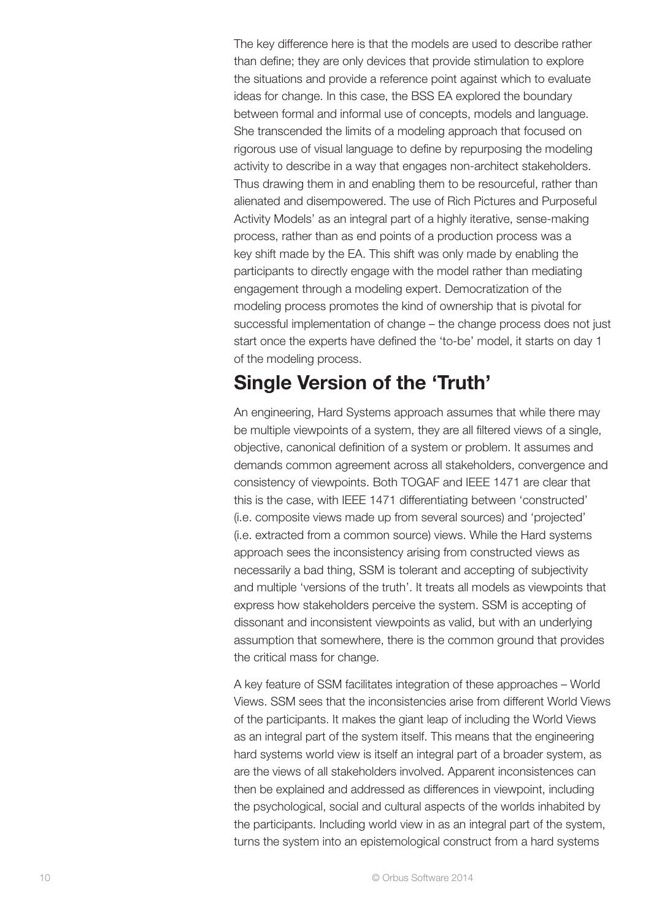The key difference here is that the models are used to describe rather than define; they are only devices that provide stimulation to explore the situations and provide a reference point against which to evaluate ideas for change. In this case, the BSS EA explored the boundary between formal and informal use of concepts, models and language. She transcended the limits of a modeling approach that focused on rigorous use of visual language to define by repurposing the modeling activity to describe in a way that engages non-architect stakeholders. Thus drawing them in and enabling them to be resourceful, rather than alienated and disempowered. The use of Rich Pictures and Purposeful Activity Models' as an integral part of a highly iterative, sense-making process, rather than as end points of a production process was a key shift made by the EA. This shift was only made by enabling the participants to directly engage with the model rather than mediating engagement through a modeling expert. Democratization of the modeling process promotes the kind of ownership that is pivotal for successful implementation of change – the change process does not just start once the experts have defined the 'to-be' model, it starts on day 1 of the modeling process.

## Single Version of the 'Truth'

An engineering, Hard Systems approach assumes that while there may be multiple viewpoints of a system, they are all filtered views of a single, objective, canonical definition of a system or problem. It assumes and demands common agreement across all stakeholders, convergence and consistency of viewpoints. Both TOGAF and IEEE 1471 are clear that this is the case, with IEEE 1471 differentiating between 'constructed' (i.e. composite views made up from several sources) and 'projected' (i.e. extracted from a common source) views. While the Hard systems approach sees the inconsistency arising from constructed views as necessarily a bad thing, SSM is tolerant and accepting of subjectivity and multiple 'versions of the truth'. It treats all models as viewpoints that express how stakeholders perceive the system. SSM is accepting of dissonant and inconsistent viewpoints as valid, but with an underlying assumption that somewhere, there is the common ground that provides the critical mass for change.

A key feature of SSM facilitates integration of these approaches – World Views. SSM sees that the inconsistencies arise from different World Views of the participants. It makes the giant leap of including the World Views as an integral part of the system itself. This means that the engineering hard systems world view is itself an integral part of a broader system, as are the views of all stakeholders involved. Apparent inconsistences can then be explained and addressed as differences in viewpoint, including the psychological, social and cultural aspects of the worlds inhabited by the participants. Including world view in as an integral part of the system, turns the system into an epistemological construct from a hard systems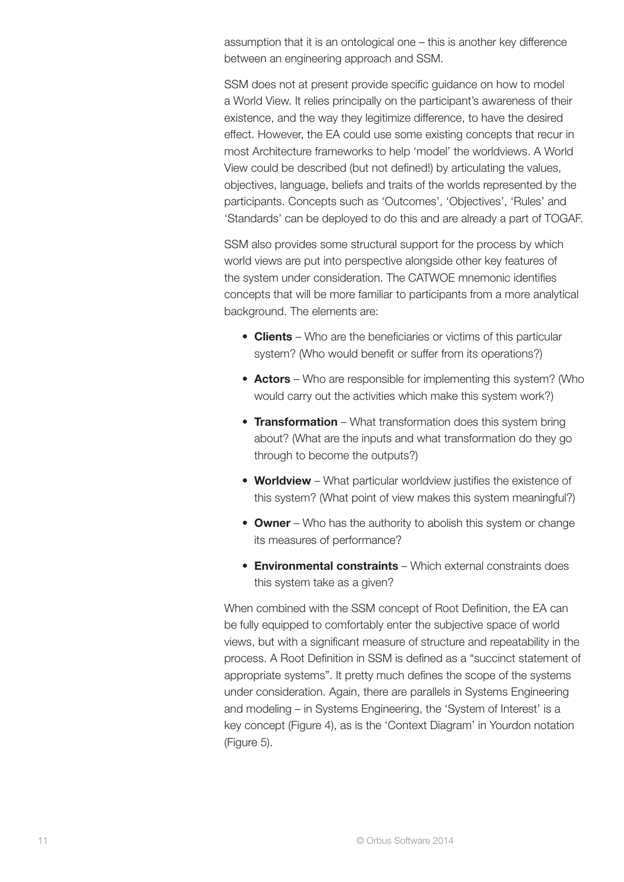assumption that it is an ontological one – this is another key difference between an engineering approach and SSM.

SSM does not at present provide specific guidance on how to model a World View. It relies principally on the participant's awareness of their existence, and the way they legitimize difference, to have the desired effect. However, the EA could use some existing concepts that recur in most Architecture frameworks to help 'model' the worldviews. A World View could be described (but not defined!) by articulating the values, objectives, language, beliefs and traits of the worlds represented by the participants. Concepts such as 'Outcomes', 'Objectives', 'Rules' and 'Standards' can be deployed to do this and are already a part of TOGAF.

SSM also provides some structural support for the process by which world views are put into perspective alongside other key features of the system under consideration. The CATWOE mnemonic identifies concepts that will be more familiar to participants from a more analytical background. The elements are:

- **Clients** – Who are the beneficiaries or victims of this particular system? (Who would benefit or suffer from its operations?)
- **Actors** – Who are responsible for implementing this system? (Who would carry out the activities which make this system work?)
- **Transformation** – What transformation does this system bring about? (What are the inputs and what transformation do they go through to become the outputs?)
- **Worldview** – What particular worldview justifies the existence of this system? (What point of view makes this system meaningful?)
- **Owner** – Who has the authority to abolish this system or change its measures of performance?
- **Environmental constraints** – Which external constraints does this system take as a given?

When combined with the SSM concept of Root Definition, the EA can be fully equipped to comfortably enter the subjective space of world views, but with a significant measure of structure and repeatability in the process. A Root Definition in SSM is defined as a "succinct statement of appropriate systems". It pretty much defines the scope of the systems under consideration. Again, there are parallels in Systems Engineering and modeling – in Systems Engineering, the 'System of Interest' is a key concept (Figure 4), as is the 'Context Diagram' in Yourdon notation (Figure 5).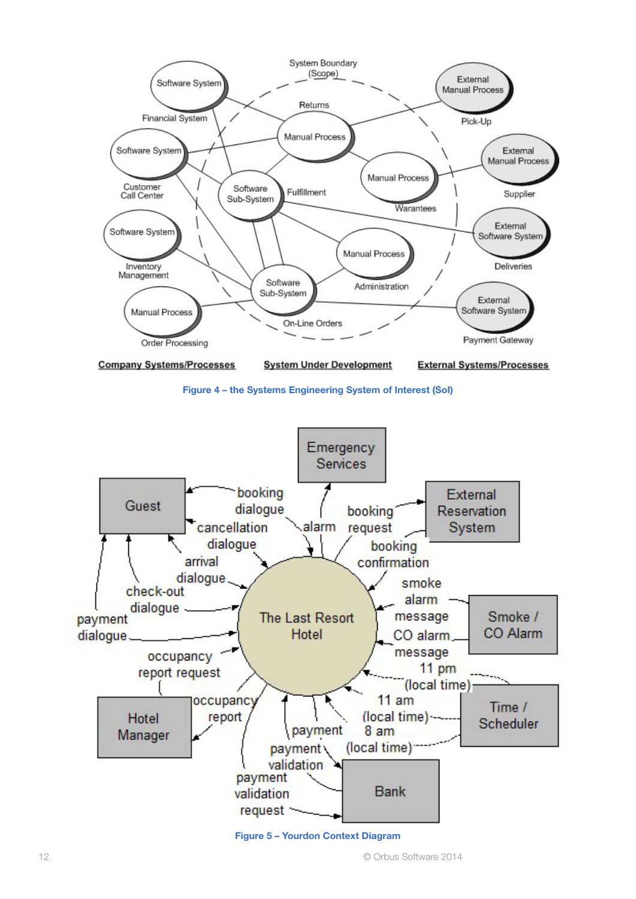Figure 4 – the Systems Engineering System of Interest (SoI)

Figure 5 – Yourdon Context Diagram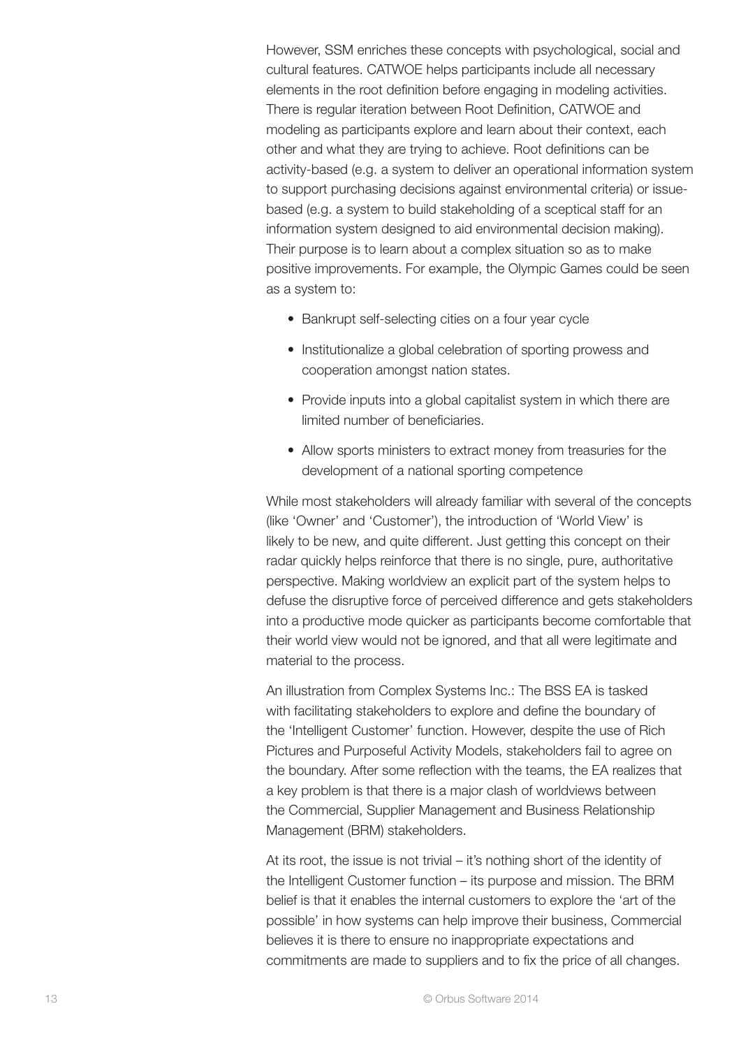However, SSM enriches these concepts with psychological, social and cultural features. CATWOE helps participants include all necessary elements in the root definition before engaging in modeling activities. There is regular iteration between Root Definition, CATWOE and modeling as participants explore and learn about their context, each other and what they are trying to achieve. Root definitions can be activity-based (e.g. a system to deliver an operational information system to support purchasing decisions against environmental criteria) or issue-based (e.g. a system to build stakeholding of a sceptical staff for an information system designed to aid environmental decision making). Their purpose is to learn about a complex situation so as to make positive improvements. For example, the Olympic Games could be seen as a system to:

- Bankrupt self-selecting cities on a four year cycle
- Institutionalize a global celebration of sporting prowess and cooperation amongst nation states.
- Provide inputs into a global capitalist system in which there are limited number of beneficiaries.
- Allow sports ministers to extract money from treasuries for the development of a national sporting competence

While most stakeholders will already familiar with several of the concepts (like 'Owner' and 'Customer'), the introduction of 'World View' is likely to be new, and quite different. Just getting this concept on their radar quickly helps reinforce that there is no single, pure, authoritative perspective. Making worldview an explicit part of the system helps to defuse the disruptive force of perceived difference and gets stakeholders into a productive mode quicker as participants become comfortable that their world view would not be ignored, and that all were legitimate and material to the process.

An illustration from Complex Systems Inc.: The BSS EA is tasked with facilitating stakeholders to explore and define the boundary of the 'Intelligent Customer' function. However, despite the use of Rich Pictures and Purposeful Activity Models, stakeholders fail to agree on the boundary. After some reflection with the teams, the EA realizes that a key problem is that there is a major clash of worldviews between the Commercial, Supplier Management and Business Relationship Management (BRM) stakeholders.

At its root, the issue is not trivial – it's nothing short of the identity of the Intelligent Customer function – its purpose and mission. The BRM belief is that it enables the internal customers to explore the 'art of the possible' in how systems can help improve their business, Commercial believes it is there to ensure no inappropriate expectations and commitments are made to suppliers and to fix the price of all changes.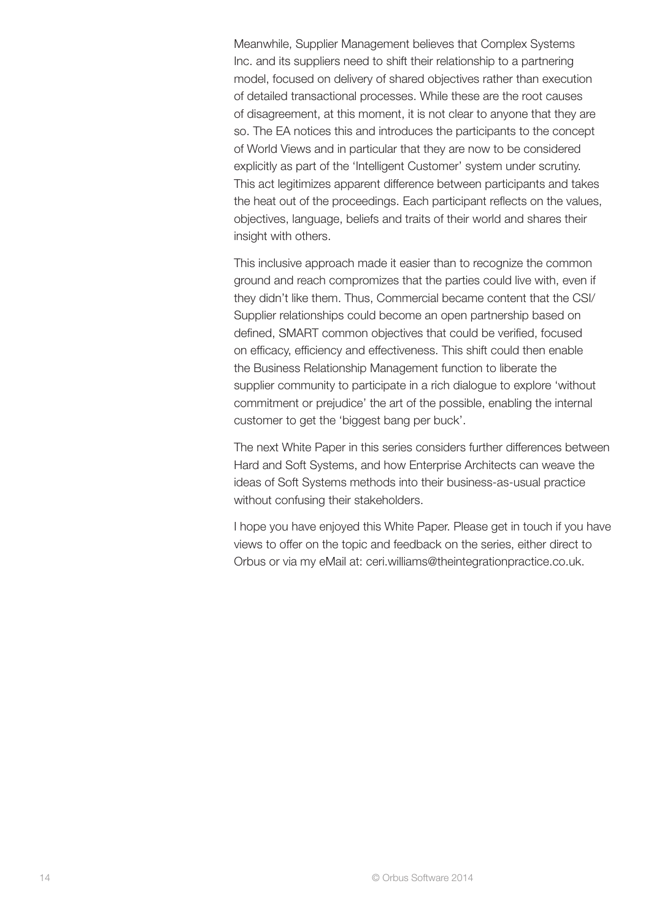Meanwhile, Supplier Management believes that Complex Systems Inc. and its suppliers need to shift their relationship to a partnering model, focused on delivery of shared objectives rather than execution of detailed transactional processes. While these are the root causes of disagreement, at this moment, it is not clear to anyone that they are so. The EA notices this and introduces the participants to the concept of World Views and in particular that they are now to be considered explicitly as part of the 'Intelligent Customer' system under scrutiny. This act legitimizes apparent difference between participants and takes the heat out of the proceedings. Each participant reflects on the values, objectives, language, beliefs and traits of their world and shares their insight with others.

This inclusive approach made it easier than to recognize the common ground and reach compromizes that the parties could live with, even if they didn't like them. Thus, Commercial became content that the CSI/ Supplier relationships could become an open partnership based on defined, SMART common objectives that could be verified, focused on efficacy, efficiency and effectiveness. This shift could then enable the Business Relationship Management function to liberate the supplier community to participate in a rich dialogue to explore 'without commitment or prejudice' the art of the possible, enabling the internal customer to get the 'biggest bang per buck'.

The next White Paper in this series considers further differences between Hard and Soft Systems, and how Enterprise Architects can weave the ideas of Soft Systems methods into their business-as-usual practice without confusing their stakeholders.

I hope you have enjoyed this White Paper. Please get in touch if you have views to offer on the topic and feedback on the series, either direct to Orbus or via my eMail at: ceri.williams@theintegrationpractice.co.uk.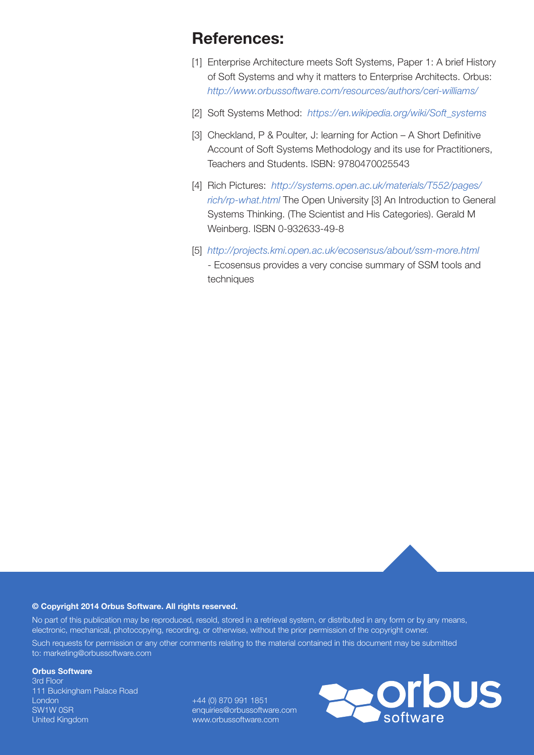## References:

[1] Enterprise Architecture meets Soft Systems, Paper 1: A brief History of Soft Systems and why it matters to Enterprise Architects. Orbus: *http://www.orbussoftware.com/resources/authors/ceri-williams/*

[2] Soft Systems Method: *https://en.wikipedia.org/wiki/Soft_systems*

[3] Checkland, P & Poulter, J: learning for Action – A Short Definitive Account of Soft Systems Methodology and its use for Practitioners, Teachers and Students. ISBN: 9780470025543

[4] Rich Pictures: *http://systems.open.ac.uk/materials/T552/pages/rich/rp-what.html* The Open University [3] An Introduction to General Systems Thinking. (The Scientist and His Categories). Gerald M Weinberg. ISBN 0-932633-49-8

[5] *http://projects.kmi.open.ac.uk/ecosensus/about/ssm-more.html* - Ecosensus provides a very concise summary of SSM tools and techniques

**© Copyright 2014 Orbus Software. All rights reserved.**

No part of this publication may be reproduced, resold, stored in a retrieval system, or distributed in any form or by any means, electronic, mechanical, photocopying, recording, or otherwise, without the prior permission of the copyright owner.

Such requests for permission or any other comments relating to the material contained in this document may be submitted to: marketing@orbussoftware.com

**Orbus Software**
3rd Floor
111 Buckingham Palace Road
London
SW1W 0SR
United Kingdom

+44 (0) 870 991 1851
enquiries@orbussoftware.com
www.orbussoftware.com

orbus software